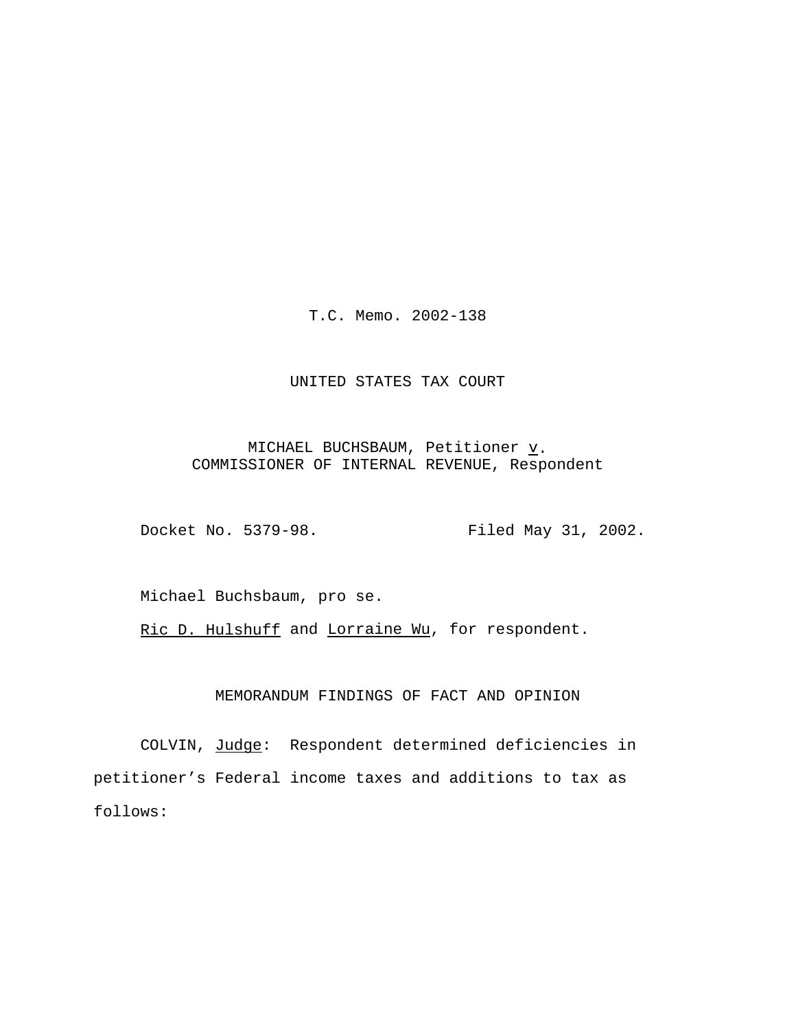T.C. Memo. 2002-138

UNITED STATES TAX COURT

MICHAEL BUCHSBAUM, Petitioner *v*.
COMMISSIONER OF INTERNAL REVENUE, Respondent

Docket No. 5379-98. Filed May 31, 2002.

Michael Buchsbaum, pro se.

Ric D. Hulshuff and Lorraine Wu, for respondent.

MEMORANDUM FINDINGS OF FACT AND OPINION

COLVIN, *Judge*: Respondent determined deficiencies in petitioner's Federal income taxes and additions to tax as follows: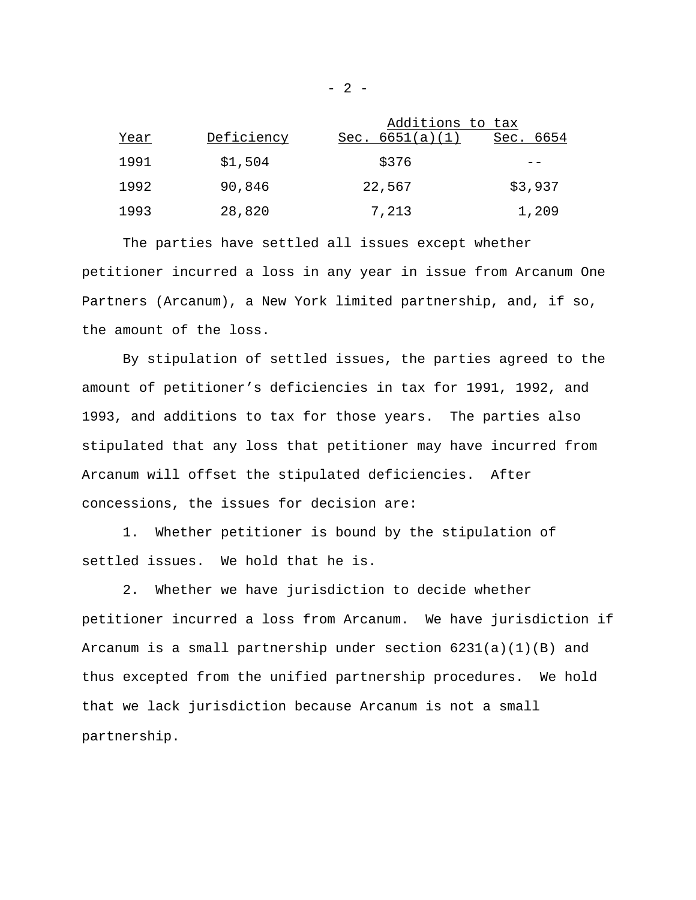| Year | Deficiency | Additions to tax Sec. 6651(a)(1) | Sec. 6654 |
|---|---|---|---|
| 1991 | $1,504 | $376 | -- |
| 1992 | 90,846 | 22,567 | $3,937 |
| 1993 | 28,820 | 7,213 | 1,209 |

The parties have settled all issues except whether petitioner incurred a loss in any year in issue from Arcanum One Partners (Arcanum), a New York limited partnership, and, if so, the amount of the loss.

By stipulation of settled issues, the parties agreed to the amount of petitioner's deficiencies in tax for 1991, 1992, and 1993, and additions to tax for those years. The parties also stipulated that any loss that petitioner may have incurred from Arcanum will offset the stipulated deficiencies. After concessions, the issues for decision are:

1. Whether petitioner is bound by the stipulation of settled issues. We hold that he is.

2. Whether we have jurisdiction to decide whether petitioner incurred a loss from Arcanum. We have jurisdiction if Arcanum is a small partnership under section 6231(a)(1)(B) and thus excepted from the unified partnership procedures. We hold that we lack jurisdiction because Arcanum is not a small partnership.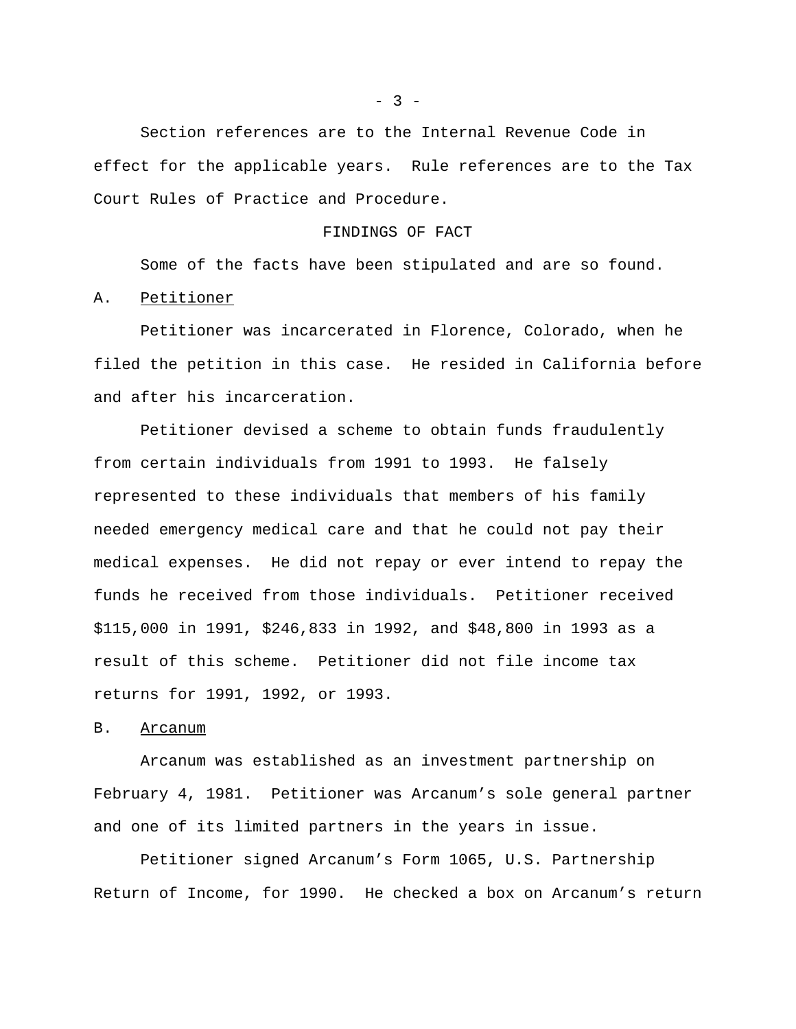Section references are to the Internal Revenue Code in effect for the applicable years. Rule references are to the Tax Court Rules of Practice and Procedure.

## FINDINGS OF FACT

Some of the facts have been stipulated and are so found.

### A. Petitioner

Petitioner was incarcerated in Florence, Colorado, when he filed the petition in this case. He resided in California before and after his incarceration.

Petitioner devised a scheme to obtain funds fraudulently from certain individuals from 1991 to 1993. He falsely represented to these individuals that members of his family needed emergency medical care and that he could not pay their medical expenses. He did not repay or ever intend to repay the funds he received from those individuals. Petitioner received $115,000 in 1991, $246,833 in 1992, and $48,800 in 1993 as a result of this scheme. Petitioner did not file income tax returns for 1991, 1992, or 1993.

### B. Arcanum

Arcanum was established as an investment partnership on February 4, 1981. Petitioner was Arcanum's sole general partner and one of its limited partners in the years in issue.

Petitioner signed Arcanum's Form 1065, U.S. Partnership Return of Income, for 1990. He checked a box on Arcanum's return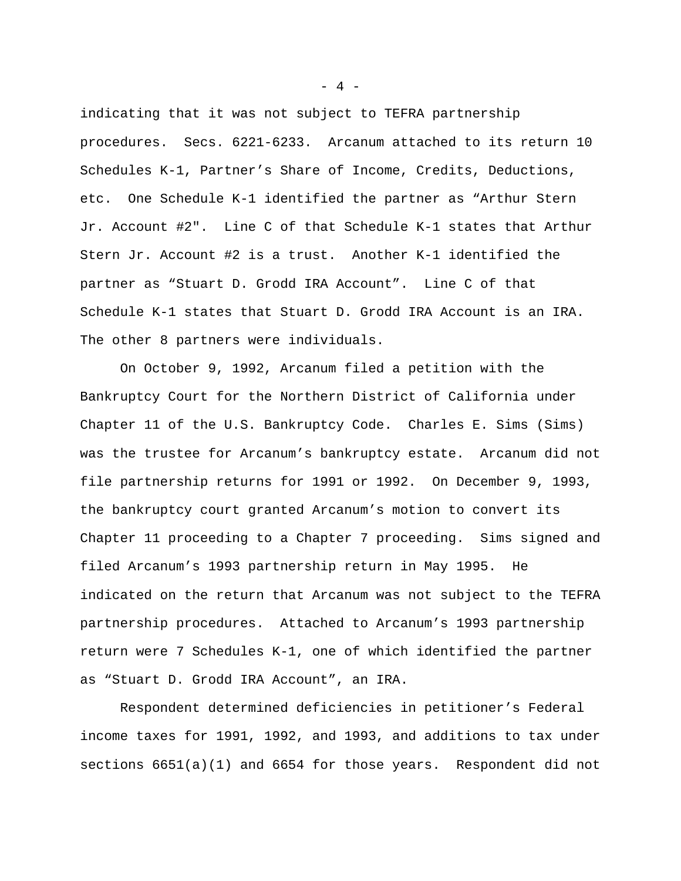indicating that it was not subject to TEFRA partnership procedures. Secs. 6221-6233. Arcanum attached to its return 10 Schedules K-1, Partner's Share of Income, Credits, Deductions, etc. One Schedule K-1 identified the partner as "Arthur Stern Jr. Account #2". Line C of that Schedule K-1 states that Arthur Stern Jr. Account #2 is a trust. Another K-1 identified the partner as "Stuart D. Grodd IRA Account". Line C of that Schedule K-1 states that Stuart D. Grodd IRA Account is an IRA. The other 8 partners were individuals.

On October 9, 1992, Arcanum filed a petition with the Bankruptcy Court for the Northern District of California under Chapter 11 of the U.S. Bankruptcy Code. Charles E. Sims (Sims) was the trustee for Arcanum's bankruptcy estate. Arcanum did not file partnership returns for 1991 or 1992. On December 9, 1993, the bankruptcy court granted Arcanum's motion to convert its Chapter 11 proceeding to a Chapter 7 proceeding. Sims signed and filed Arcanum's 1993 partnership return in May 1995. He indicated on the return that Arcanum was not subject to the TEFRA partnership procedures. Attached to Arcanum's 1993 partnership return were 7 Schedules K-1, one of which identified the partner as "Stuart D. Grodd IRA Account", an IRA.

Respondent determined deficiencies in petitioner's Federal income taxes for 1991, 1992, and 1993, and additions to tax under sections 6651(a)(1) and 6654 for those years. Respondent did not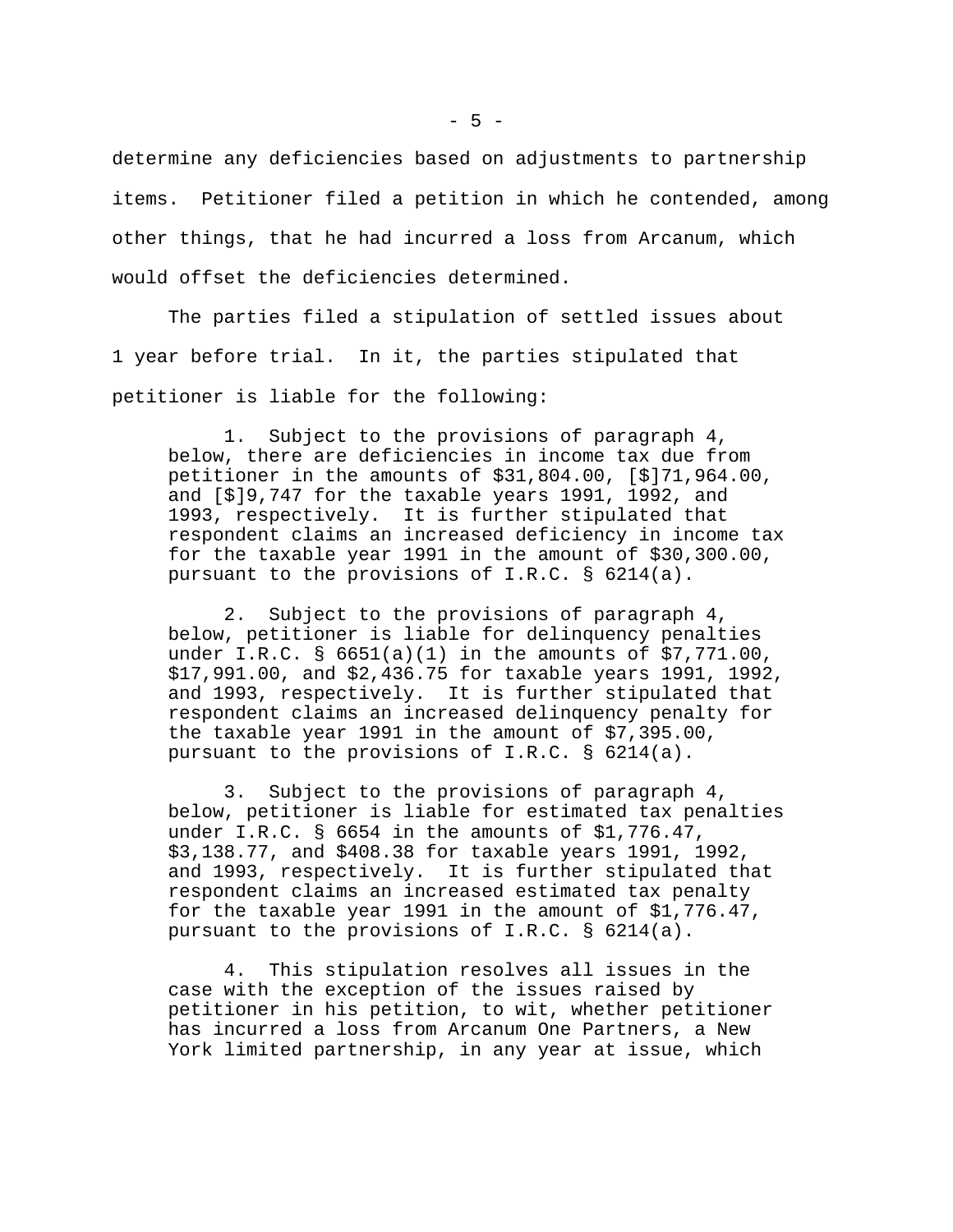determine any deficiencies based on adjustments to partnership items. Petitioner filed a petition in which he contended, among other things, that he had incurred a loss from Arcanum, which would offset the deficiencies determined.

The parties filed a stipulation of settled issues about 1 year before trial. In it, the parties stipulated that petitioner is liable for the following:

> 1. Subject to the provisions of paragraph 4, below, there are deficiencies in income tax due from petitioner in the amounts of $31,804.00, [$]71,964.00, and [$]9,747 for the taxable years 1991, 1992, and 1993, respectively. It is further stipulated that respondent claims an increased deficiency in income tax for the taxable year 1991 in the amount of $30,300.00, pursuant to the provisions of I.R.C. § 6214(a).
>
> 2. Subject to the provisions of paragraph 4, below, petitioner is liable for delinquency penalties under I.R.C. § 6651(a)(1) in the amounts of $7,771.00, $17,991.00, and $2,436.75 for taxable years 1991, 1992, and 1993, respectively. It is further stipulated that respondent claims an increased delinquency penalty for the taxable year 1991 in the amount of $7,395.00, pursuant to the provisions of I.R.C. § 6214(a).
>
> 3. Subject to the provisions of paragraph 4, below, petitioner is liable for estimated tax penalties under I.R.C. § 6654 in the amounts of $1,776.47, $3,138.77, and $408.38 for taxable years 1991, 1992, and 1993, respectively. It is further stipulated that respondent claims an increased estimated tax penalty for the taxable year 1991 in the amount of $1,776.47, pursuant to the provisions of I.R.C. § 6214(a).
>
> 4. This stipulation resolves all issues in the case with the exception of the issues raised by petitioner in his petition, to wit, whether petitioner has incurred a loss from Arcanum One Partners, a New York limited partnership, in any year at issue, which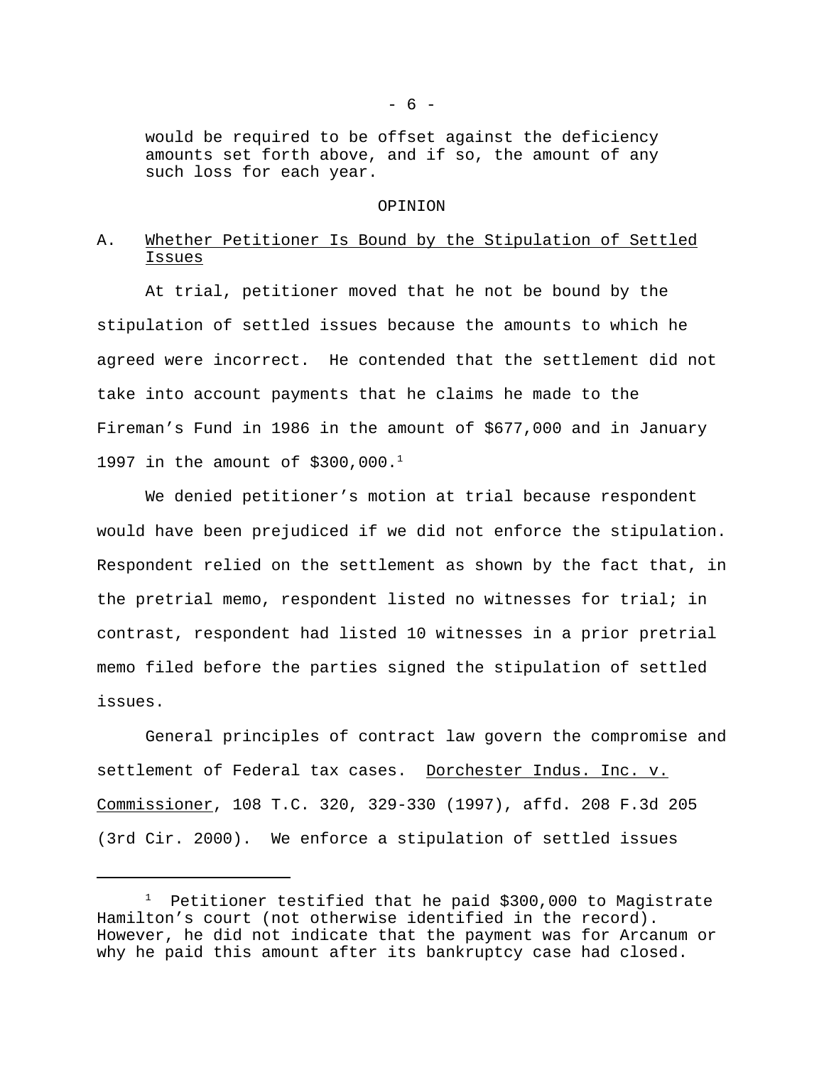would be required to be offset against the deficiency amounts set forth above, and if so, the amount of any such loss for each year.

OPINION

A. Whether Petitioner Is Bound by the Stipulation of Settled Issues

At trial, petitioner moved that he not be bound by the stipulation of settled issues because the amounts to which he agreed were incorrect. He contended that the settlement did not take into account payments that he claims he made to the Fireman's Fund in 1986 in the amount of $677,000 and in January 1997 in the amount of $300,000.[1]

We denied petitioner's motion at trial because respondent would have been prejudiced if we did not enforce the stipulation. Respondent relied on the settlement as shown by the fact that, in the pretrial memo, respondent listed no witnesses for trial; in contrast, respondent had listed 10 witnesses in a prior pretrial memo filed before the parties signed the stipulation of settled issues.

General principles of contract law govern the compromise and settlement of Federal tax cases. Dorchester Indus. Inc. v. Commissioner, 108 T.C. 320, 329-330 (1997), affd. 208 F.3d 205 (3rd Cir. 2000). We enforce a stipulation of settled issues

[1] Petitioner testified that he paid $300,000 to Magistrate Hamilton's court (not otherwise identified in the record). However, he did not indicate that the payment was for Arcanum or why he paid this amount after its bankruptcy case had closed.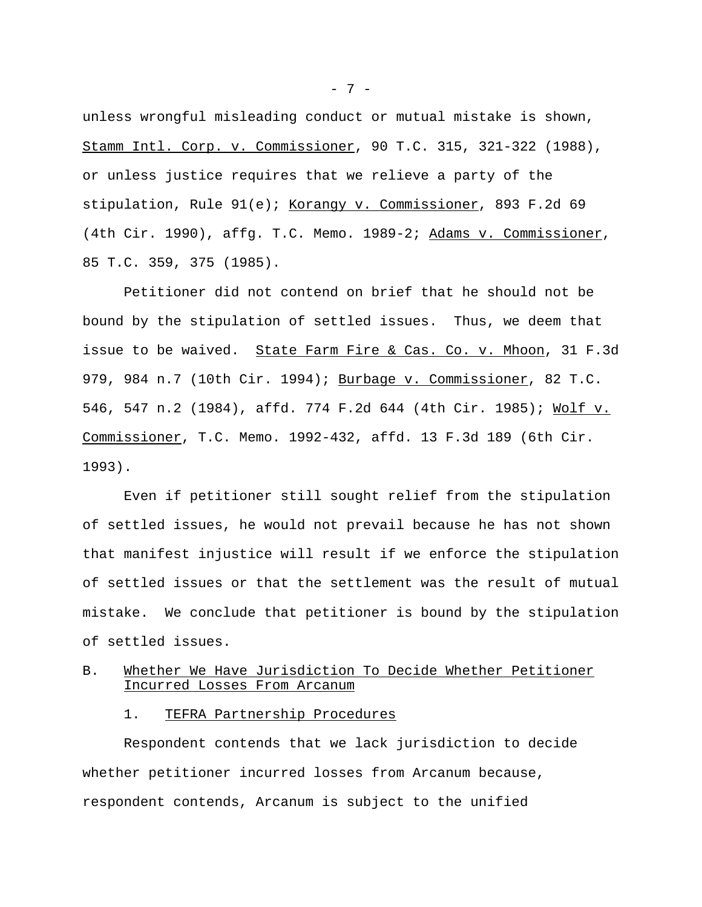unless wrongful misleading conduct or mutual mistake is shown, Stamm Intl. Corp. v. Commissioner, 90 T.C. 315, 321-322 (1988), or unless justice requires that we relieve a party of the stipulation, Rule 91(e); Korangy v. Commissioner, 893 F.2d 69 (4th Cir. 1990), affg. T.C. Memo. 1989-2; Adams v. Commissioner, 85 T.C. 359, 375 (1985).

Petitioner did not contend on brief that he should not be bound by the stipulation of settled issues. Thus, we deem that issue to be waived. State Farm Fire & Cas. Co. v. Mhoon, 31 F.3d 979, 984 n.7 (10th Cir. 1994); Burbage v. Commissioner, 82 T.C. 546, 547 n.2 (1984), affd. 774 F.2d 644 (4th Cir. 1985); Wolf v. Commissioner, T.C. Memo. 1992-432, affd. 13 F.3d 189 (6th Cir. 1993).

Even if petitioner still sought relief from the stipulation of settled issues, he would not prevail because he has not shown that manifest injustice will result if we enforce the stipulation of settled issues or that the settlement was the result of mutual mistake. We conclude that petitioner is bound by the stipulation of settled issues.

B. Whether We Have Jurisdiction To Decide Whether Petitioner Incurred Losses From Arcanum

1. TEFRA Partnership Procedures

Respondent contends that we lack jurisdiction to decide whether petitioner incurred losses from Arcanum because, respondent contends, Arcanum is subject to the unified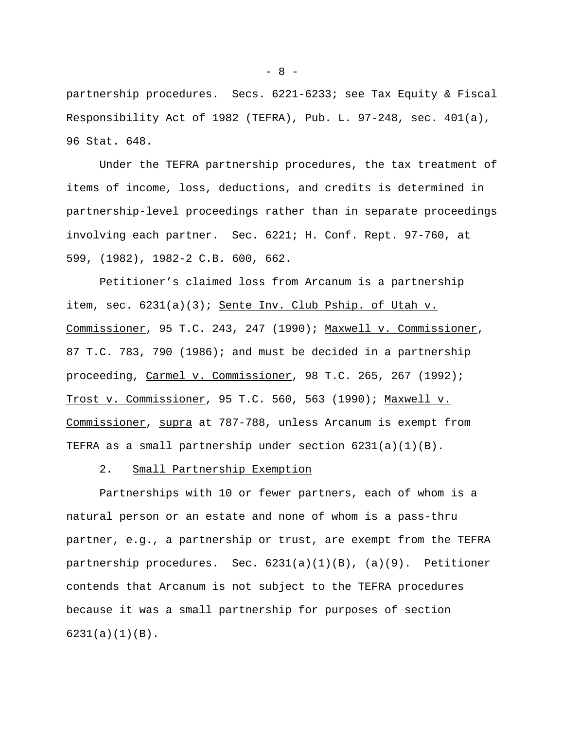partnership procedures. Secs. 6221-6233; see Tax Equity & Fiscal Responsibility Act of 1982 (TEFRA), Pub. L. 97-248, sec. 401(a), 96 Stat. 648.

Under the TEFRA partnership procedures, the tax treatment of items of income, loss, deductions, and credits is determined in partnership-level proceedings rather than in separate proceedings involving each partner. Sec. 6221; H. Conf. Rept. 97-760, at 599, (1982), 1982-2 C.B. 600, 662.

Petitioner's claimed loss from Arcanum is a partnership item, sec. 6231(a)(3); Sente Inv. Club Pship. of Utah v. Commissioner, 95 T.C. 243, 247 (1990); Maxwell v. Commissioner, 87 T.C. 783, 790 (1986); and must be decided in a partnership proceeding, Carmel v. Commissioner, 98 T.C. 265, 267 (1992); Trost v. Commissioner, 95 T.C. 560, 563 (1990); Maxwell v. Commissioner, supra at 787-788, unless Arcanum is exempt from TEFRA as a small partnership under section 6231(a)(1)(B).

2. Small Partnership Exemption

Partnerships with 10 or fewer partners, each of whom is a natural person or an estate and none of whom is a pass-thru partner, e.g., a partnership or trust, are exempt from the TEFRA partnership procedures. Sec. 6231(a)(1)(B), (a)(9). Petitioner contends that Arcanum is not subject to the TEFRA procedures because it was a small partnership for purposes of section 6231(a)(1)(B).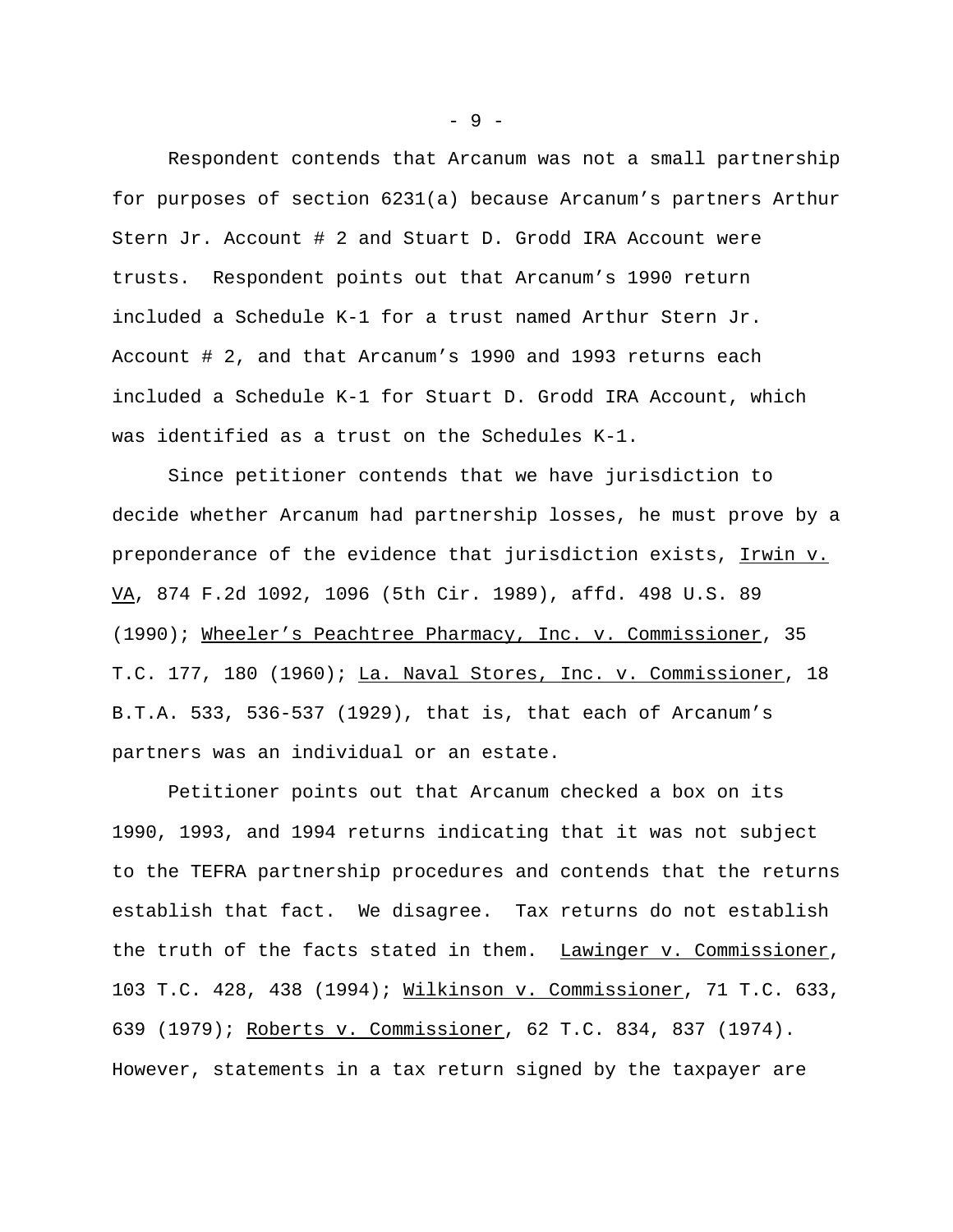Respondent contends that Arcanum was not a small partnership for purposes of section 6231(a) because Arcanum's partners Arthur Stern Jr. Account # 2 and Stuart D. Grodd IRA Account were trusts. Respondent points out that Arcanum's 1990 return included a Schedule K-1 for a trust named Arthur Stern Jr. Account # 2, and that Arcanum's 1990 and 1993 returns each included a Schedule K-1 for Stuart D. Grodd IRA Account, which was identified as a trust on the Schedules K-1.

Since petitioner contends that we have jurisdiction to decide whether Arcanum had partnership losses, he must prove by a preponderance of the evidence that jurisdiction exists, Irwin v. VA, 874 F.2d 1092, 1096 (5th Cir. 1989), affd. 498 U.S. 89 (1990); Wheeler's Peachtree Pharmacy, Inc. v. Commissioner, 35 T.C. 177, 180 (1960); La. Naval Stores, Inc. v. Commissioner, 18 B.T.A. 533, 536-537 (1929), that is, that each of Arcanum's partners was an individual or an estate.

Petitioner points out that Arcanum checked a box on its 1990, 1993, and 1994 returns indicating that it was not subject to the TEFRA partnership procedures and contends that the returns establish that fact. We disagree. Tax returns do not establish the truth of the facts stated in them. Lawinger v. Commissioner, 103 T.C. 428, 438 (1994); Wilkinson v. Commissioner, 71 T.C. 633, 639 (1979); Roberts v. Commissioner, 62 T.C. 834, 837 (1974). However, statements in a tax return signed by the taxpayer are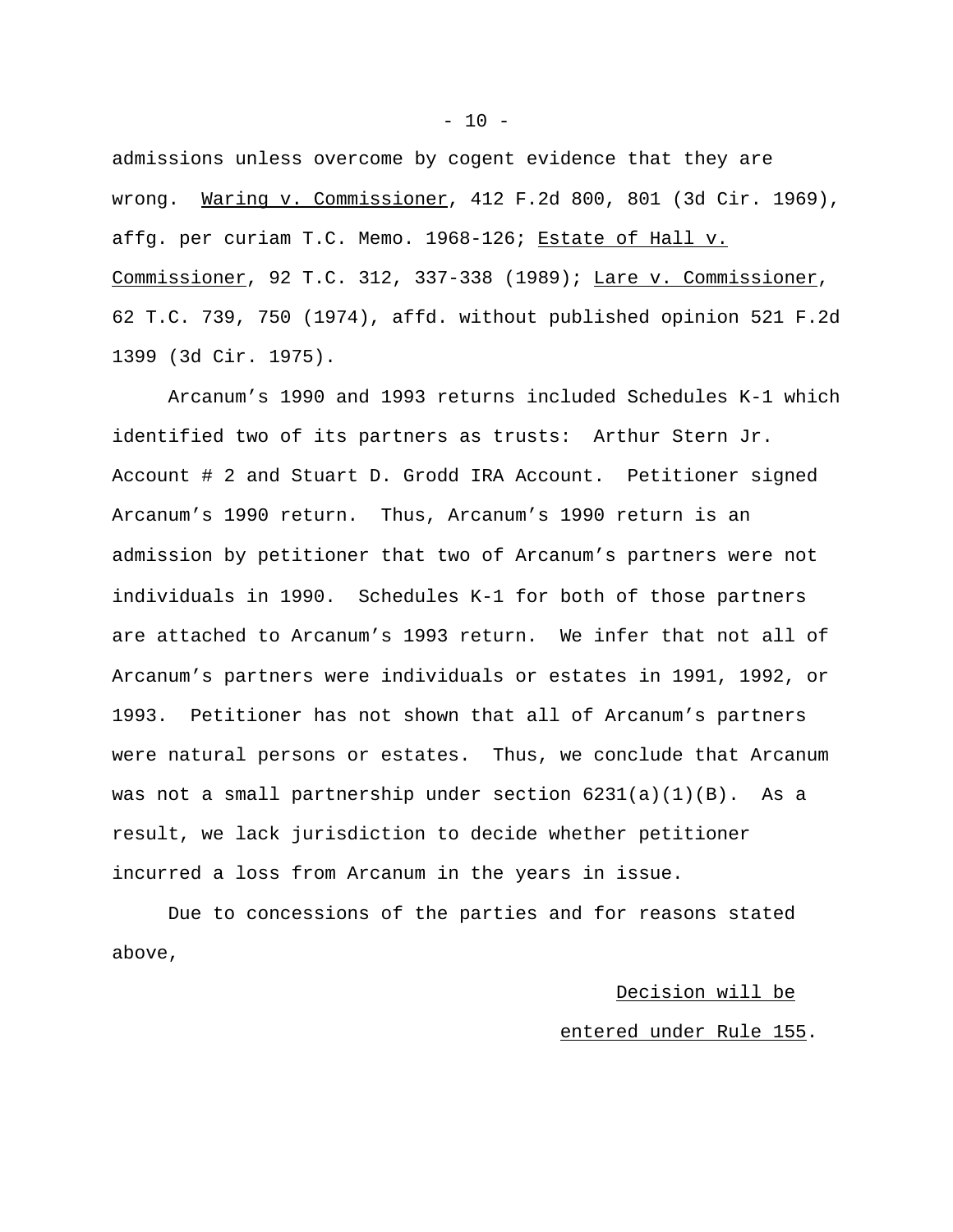admissions unless overcome by cogent evidence that they are wrong. Waring v. Commissioner, 412 F.2d 800, 801 (3d Cir. 1969), affg. per curiam T.C. Memo. 1968-126; Estate of Hall v. Commissioner, 92 T.C. 312, 337-338 (1989); Lare v. Commissioner, 62 T.C. 739, 750 (1974), affd. without published opinion 521 F.2d 1399 (3d Cir. 1975).

Arcanum’s 1990 and 1993 returns included Schedules K-1 which identified two of its partners as trusts: Arthur Stern Jr. Account # 2 and Stuart D. Grodd IRA Account. Petitioner signed Arcanum’s 1990 return. Thus, Arcanum’s 1990 return is an admission by petitioner that two of Arcanum’s partners were not individuals in 1990. Schedules K-1 for both of those partners are attached to Arcanum’s 1993 return. We infer that not all of Arcanum’s partners were individuals or estates in 1991, 1992, or 1993. Petitioner has not shown that all of Arcanum’s partners were natural persons or estates. Thus, we conclude that Arcanum was not a small partnership under section 6231(a)(1)(B). As a result, we lack jurisdiction to decide whether petitioner incurred a loss from Arcanum in the years in issue.

Due to concessions of the parties and for reasons stated above,

Decision will be entered under Rule 155.